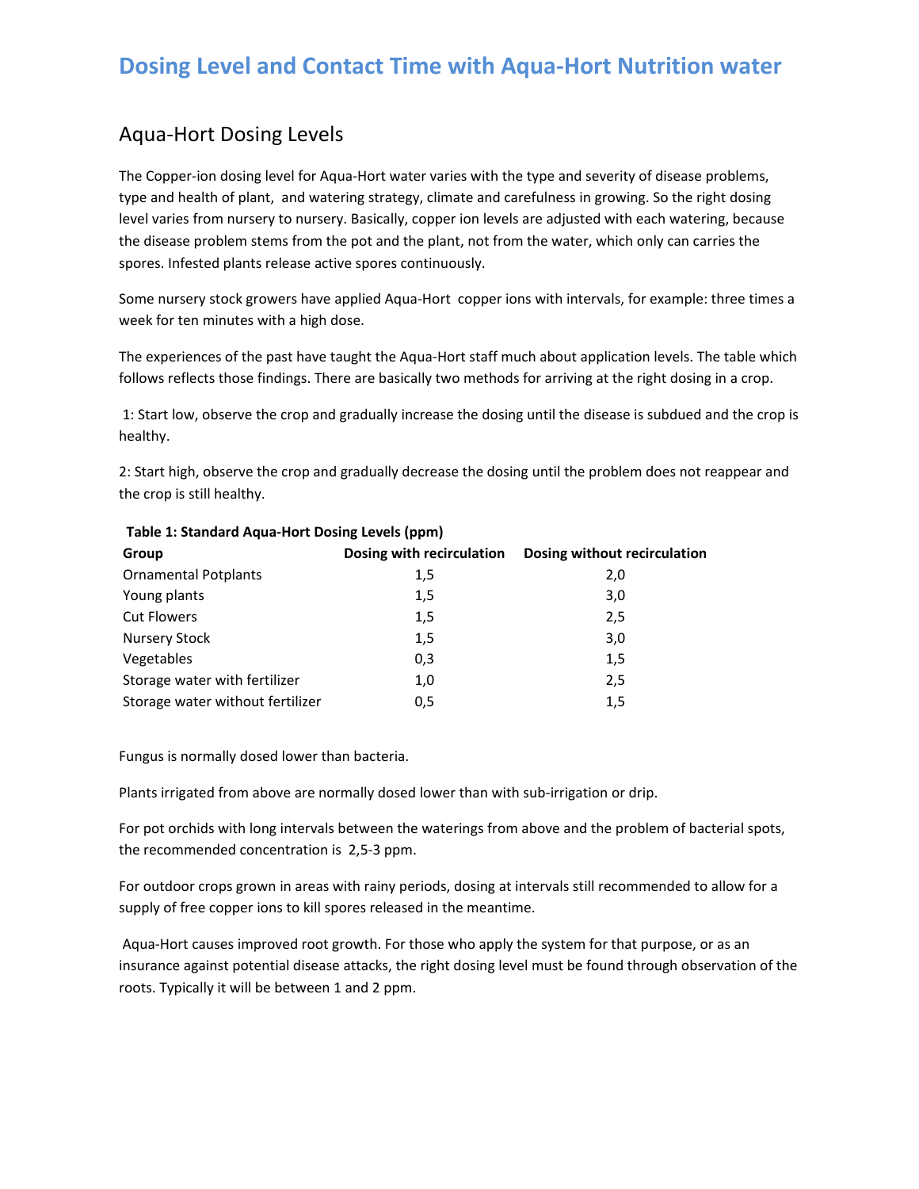# Dosing Level and Contact Time with Aqua-Hort Nutrition water

## Aqua-Hort Dosing Levels

The Copper-ion dosing level for Aqua-Hort water varies with the type and severity of disease problems, type and health of plant, and watering strategy, climate and carefulness in growing. So the right dosing level varies from nursery to nursery. Basically, copper ion levels are adjusted with each watering, because the disease problem stems from the pot and the plant, not from the water, which only can carries the spores. Infested plants release active spores continuously.

Some nursery stock growers have applied Aqua-Hort copper ions with intervals, for example: three times a week for ten minutes with a high dose.

The experiences of the past have taught the Aqua-Hort staff much about application levels. The table which follows reflects those findings. There are basically two methods for arriving at the right dosing in a crop.

1: Start low, observe the crop and gradually increase the dosing until the disease is subdued and the crop is healthy.

2: Start high, observe the crop and gradually decrease the dosing until the problem does not reappear and the crop is still healthy.

**Table 1: Standard Aqua-Hort Dosing Levels (ppm)**

| Group | Dosing with recirculation | Dosing without recirculation |
|---|---|---|
| Ornamental Potplants | 1,5 | 2,0 |
| Young plants | 1,5 | 3,0 |
| Cut Flowers | 1,5 | 2,5 |
| Nursery Stock | 1,5 | 3,0 |
| Vegetables | 0,3 | 1,5 |
| Storage water with fertilizer | 1,0 | 2,5 |
| Storage water without fertilizer | 0,5 | 1,5 |

Fungus is normally dosed lower than bacteria.

Plants irrigated from above are normally dosed lower than with sub-irrigation or drip.

For pot orchids with long intervals between the waterings from above and the problem of bacterial spots, the recommended concentration is 2,5-3 ppm.

For outdoor crops grown in areas with rainy periods, dosing at intervals still recommended to allow for a supply of free copper ions to kill spores released in the meantime.

Aqua-Hort causes improved root growth. For those who apply the system for that purpose, or as an insurance against potential disease attacks, the right dosing level must be found through observation of the roots. Typically it will be between 1 and 2 ppm.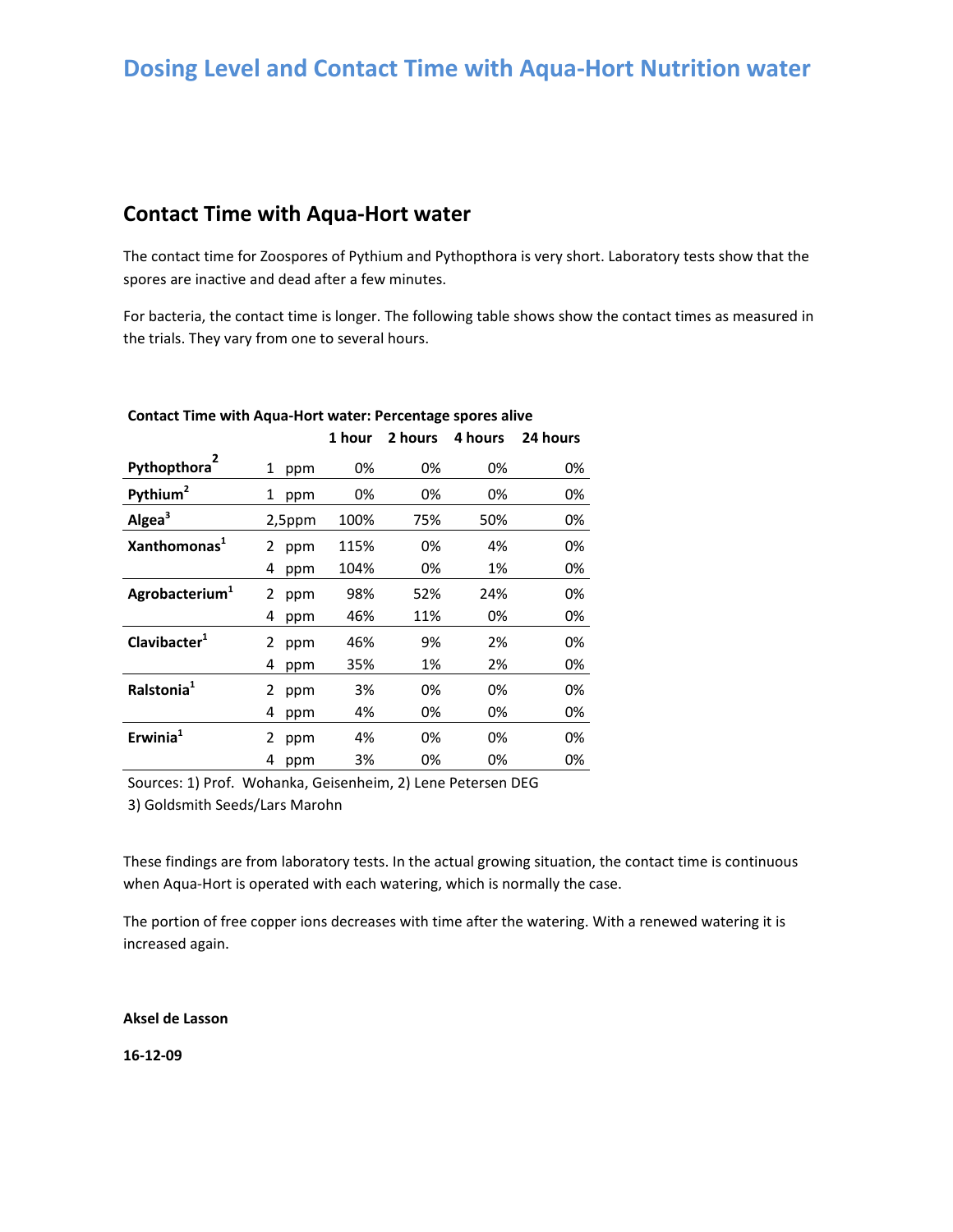# Dosing Level and Contact Time with Aqua-Hort Nutrition water

## Contact Time with Aqua-Hort water

The contact time for Zoospores of Pythium and Pythopthora is very short. Laboratory tests show that the spores are inactive and dead after a few minutes.

For bacteria, the contact time is longer. The following table shows show the contact times as measured in the trials. They vary from one to several hours.

**Contact Time with Aqua-Hort water: Percentage spores alive**

| | | 1 hour | 2 hours | 4 hours | 24 hours |
|---|---|---|---|---|---|
| **Pythopthora**[2] | 1 ppm | 0% | 0% | 0% | 0% |
| **Pythium**[2] | 1 ppm | 0% | 0% | 0% | 0% |
| **Algea**[3] | 2,5ppm | 100% | 75% | 50% | 0% |
| **Xanthomonas**[1] | 2 ppm | 115% | 0% | 4% | 0% |
| | 4 ppm | 104% | 0% | 1% | 0% |
| **Agrobacterium**[1] | 2 ppm | 98% | 52% | 24% | 0% |
| | 4 ppm | 46% | 11% | 0% | 0% |
| **Clavibacter**[1] | 2 ppm | 46% | 9% | 2% | 0% |
| | 4 ppm | 35% | 1% | 2% | 0% |
| **Ralstonia**[1] | 2 ppm | 3% | 0% | 0% | 0% |
| | 4 ppm | 4% | 0% | 0% | 0% |
| **Erwinia**[1] | 2 ppm | 4% | 0% | 0% | 0% |
| | 4 ppm | 3% | 0% | 0% | 0% |

Sources: 1) Prof. Wohanka, Geisenheim, 2) Lene Petersen DEG
3) Goldsmith Seeds/Lars Marohn

These findings are from laboratory tests. In the actual growing situation, the contact time is continuous when Aqua-Hort is operated with each watering, which is normally the case.

The portion of free copper ions decreases with time after the watering. With a renewed watering it is increased again.

**Aksel de Lasson**

**16-12-09**